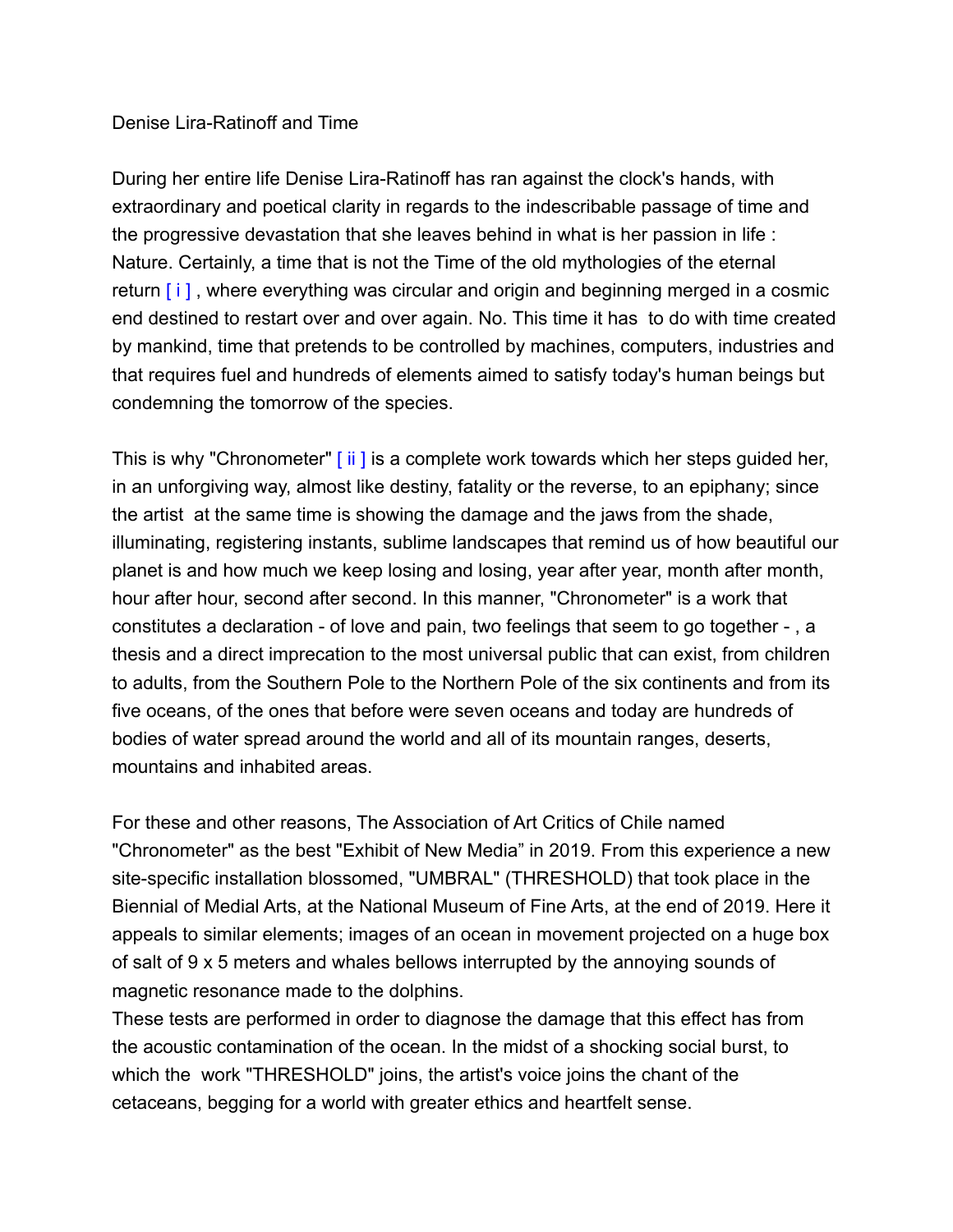# Denise Lira-Ratinoff and Time

During her entire life Denise Lira-Ratinoff has ran against the clock's hands, with extraordinary and poetical clarity in regards to the indescribable passage of time and the progressive devastation that she leaves behind in what is her passion in life : Nature. Certainly, a time that is not the Time of the old mythologies of the eternal return [ i ] , where everything was circular and origin and beginning merged in a cosmic end destined to restart over and over again. No. This time it has to do with time created by mankind, time that pretends to be controlled by machines, computers, industries and that requires fuel and hundreds of elements aimed to satisfy today's human beings but condemning the tomorrow of the species.

This is why "Chronometer" [ ii ] is a complete work towards which her steps guided her, in an unforgiving way, almost like destiny, fatality or the reverse, to an epiphany; since the artist at the same time is showing the damage and the jaws from the shade, illuminating, registering instants, sublime landscapes that remind us of how beautiful our planet is and how much we keep losing and losing, year after year, month after month, hour after hour, second after second. In this manner, "Chronometer" is a work that constitutes a declaration - of love and pain, two feelings that seem to go together - , a thesis and a direct imprecation to the most universal public that can exist, from children to adults, from the Southern Pole to the Northern Pole of the six continents and from its five oceans, of the ones that before were seven oceans and today are hundreds of bodies of water spread around the world and all of its mountain ranges, deserts, mountains and inhabited areas.

For these and other reasons, The Association of Art Critics of Chile named "Chronometer" as the best "Exhibit of New Media" in 2019. From this experience a new site-specific installation blossomed, "UMBRAL" (THRESHOLD) that took place in the Biennial of Medial Arts, at the National Museum of Fine Arts, at the end of 2019. Here it appeals to similar elements; images of an ocean in movement projected on a huge box of salt of 9 x 5 meters and whales bellows interrupted by the annoying sounds of magnetic resonance made to the dolphins.
These tests are performed in order to diagnose the damage that this effect has from the acoustic contamination of the ocean. In the midst of a shocking social burst, to which the work "THRESHOLD" joins, the artist's voice joins the chant of the cetaceans, begging for a world with greater ethics and heartfelt sense.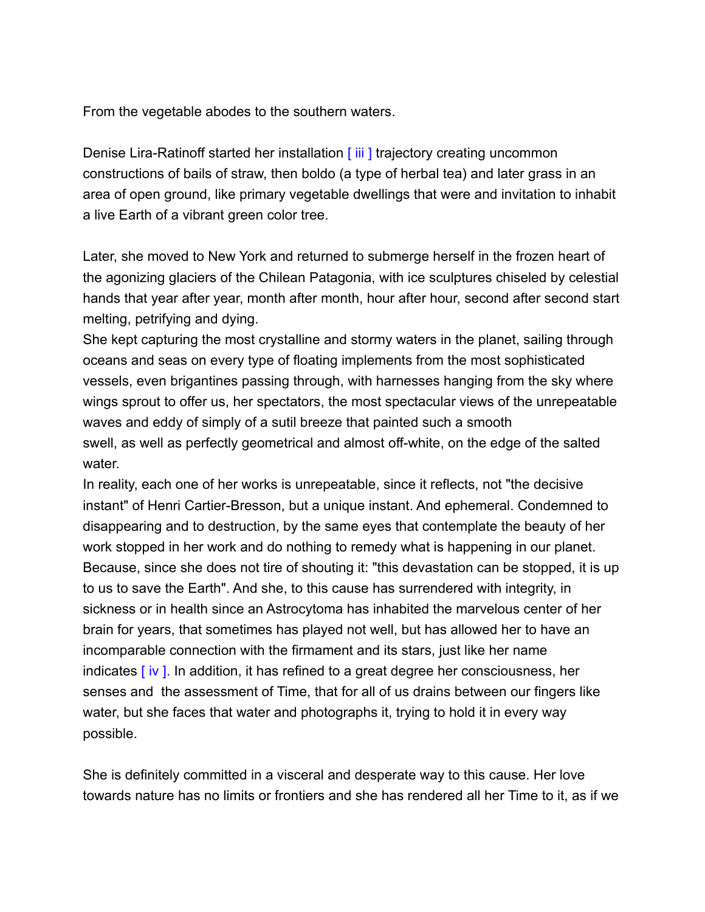From the vegetable abodes to the southern waters.

Denise Lira-Ratinoff started her installation [ iii ] trajectory creating uncommon constructions of bails of straw, then boldo (a type of herbal tea) and later grass in an area of open ground, like primary vegetable dwellings that were and invitation to inhabit a live Earth of a vibrant green color tree.

Later, she moved to New York and returned to submerge herself in the frozen heart of the agonizing glaciers of the Chilean Patagonia, with ice sculptures chiseled by celestial hands that year after year, month after month, hour after hour, second after second start melting, petrifying and dying.

She kept capturing the most crystalline and stormy waters in the planet, sailing through oceans and seas on every type of floating implements from the most sophisticated vessels, even brigantines passing through, with harnesses hanging from the sky where wings sprout to offer us, her spectators, the most spectacular views of the unrepeatable waves and eddy of simply of a sutil breeze that painted such a smooth swell, as well as perfectly geometrical and almost off-white, on the edge of the salted water.

In reality, each one of her works is unrepeatable, since it reflects, not "the decisive instant" of Henri Cartier-Bresson, but a unique instant. And ephemeral. Condemned to disappearing and to destruction, by the same eyes that contemplate the beauty of her work stopped in her work and do nothing to remedy what is happening in our planet. Because, since she does not tire of shouting it: "this devastation can be stopped, it is up to us to save the Earth". And she, to this cause has surrendered with integrity, in sickness or in health since an Astrocytoma has inhabited the marvelous center of her brain for years, that sometimes has played not well, but has allowed her to have an incomparable connection with the firmament and its stars, just like her name indicates [ iv ]. In addition, it has refined to a great degree her consciousness, her senses and the assessment of Time, that for all of us drains between our fingers like water, but she faces that water and photographs it, trying to hold it in every way possible.

She is definitely committed in a visceral and desperate way to this cause. Her love towards nature has no limits or frontiers and she has rendered all her Time to it, as if we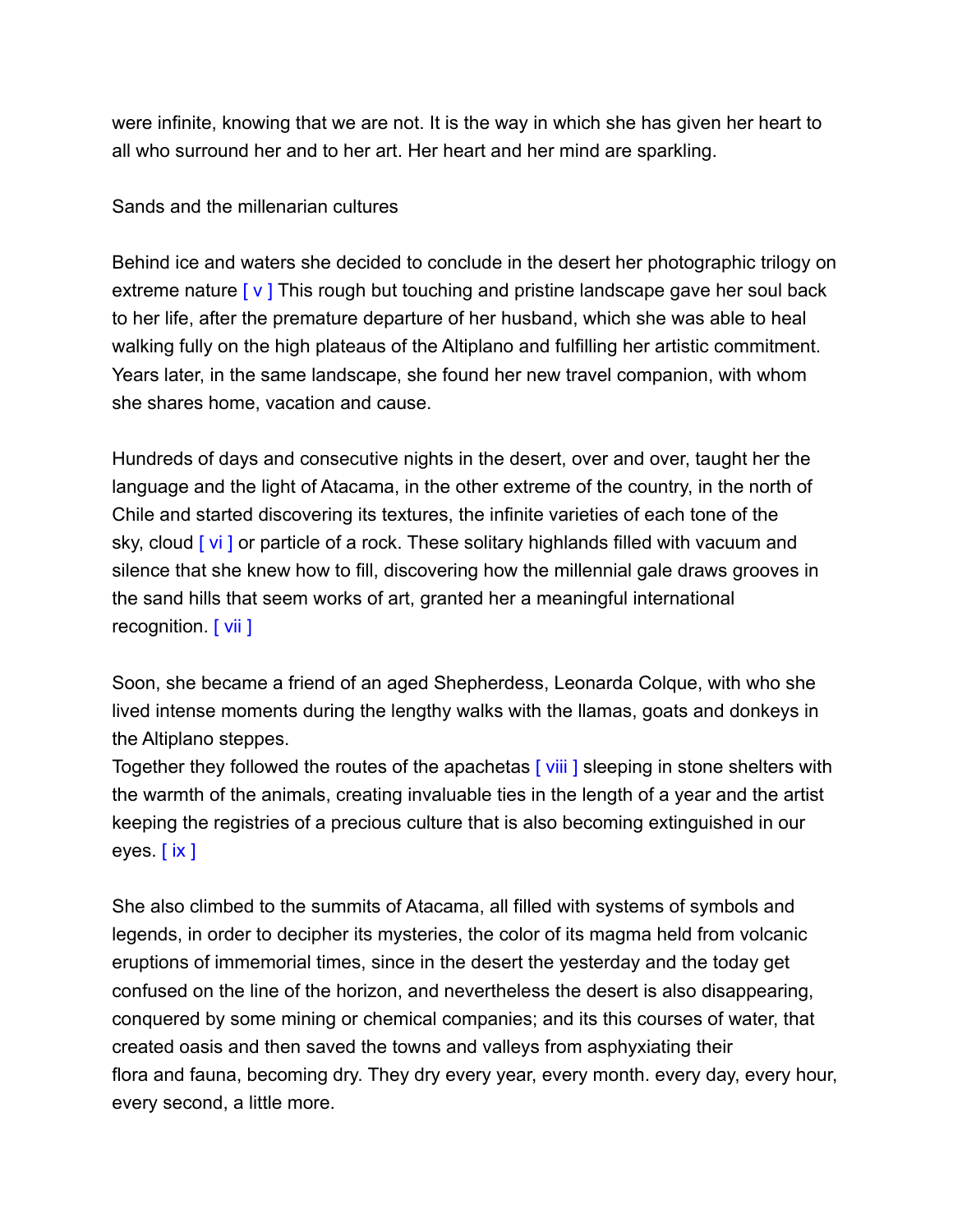were infinite, knowing that we are not. It is the way in which she has given her heart to all who surround her and to her art. Her heart and her mind are sparkling.

## Sands and the millenarian cultures

Behind ice and waters she decided to conclude in the desert her photographic trilogy on extreme nature [ v ] This rough but touching and pristine landscape gave her soul back to her life, after the premature departure of her husband, which she was able to heal walking fully on the high plateaus of the Altiplano and fulfilling her artistic commitment. Years later, in the same landscape, she found her new travel companion, with whom she shares home, vacation and cause.

Hundreds of days and consecutive nights in the desert, over and over, taught her the language and the light of Atacama, in the other extreme of the country, in the north of Chile and started discovering its textures, the infinite varieties of each tone of the sky, cloud [ vi ] or particle of a rock. These solitary highlands filled with vacuum and silence that she knew how to fill, discovering how the millennial gale draws grooves in the sand hills that seem works of art, granted her a meaningful international recognition. [ vii ]

Soon, she became a friend of an aged Shepherdess, Leonarda Colque, with who she lived intense moments during the lengthy walks with the llamas, goats and donkeys in the Altiplano steppes.
Together they followed the routes of the apachetas [ viii ] sleeping in stone shelters with the warmth of the animals, creating invaluable ties in the length of a year and the artist keeping the registries of a precious culture that is also becoming extinguished in our eyes. [ ix ]

She also climbed to the summits of Atacama, all filled with systems of symbols and legends, in order to decipher its mysteries, the color of its magma held from volcanic eruptions of immemorial times, since in the desert the yesterday and the today get confused on the line of the horizon, and nevertheless the desert is also disappearing, conquered by some mining or chemical companies; and its this courses of water, that created oasis and then saved the towns and valleys from asphyxiating their flora and fauna, becoming dry. They dry every year, every month. every day, every hour, every second, a little more.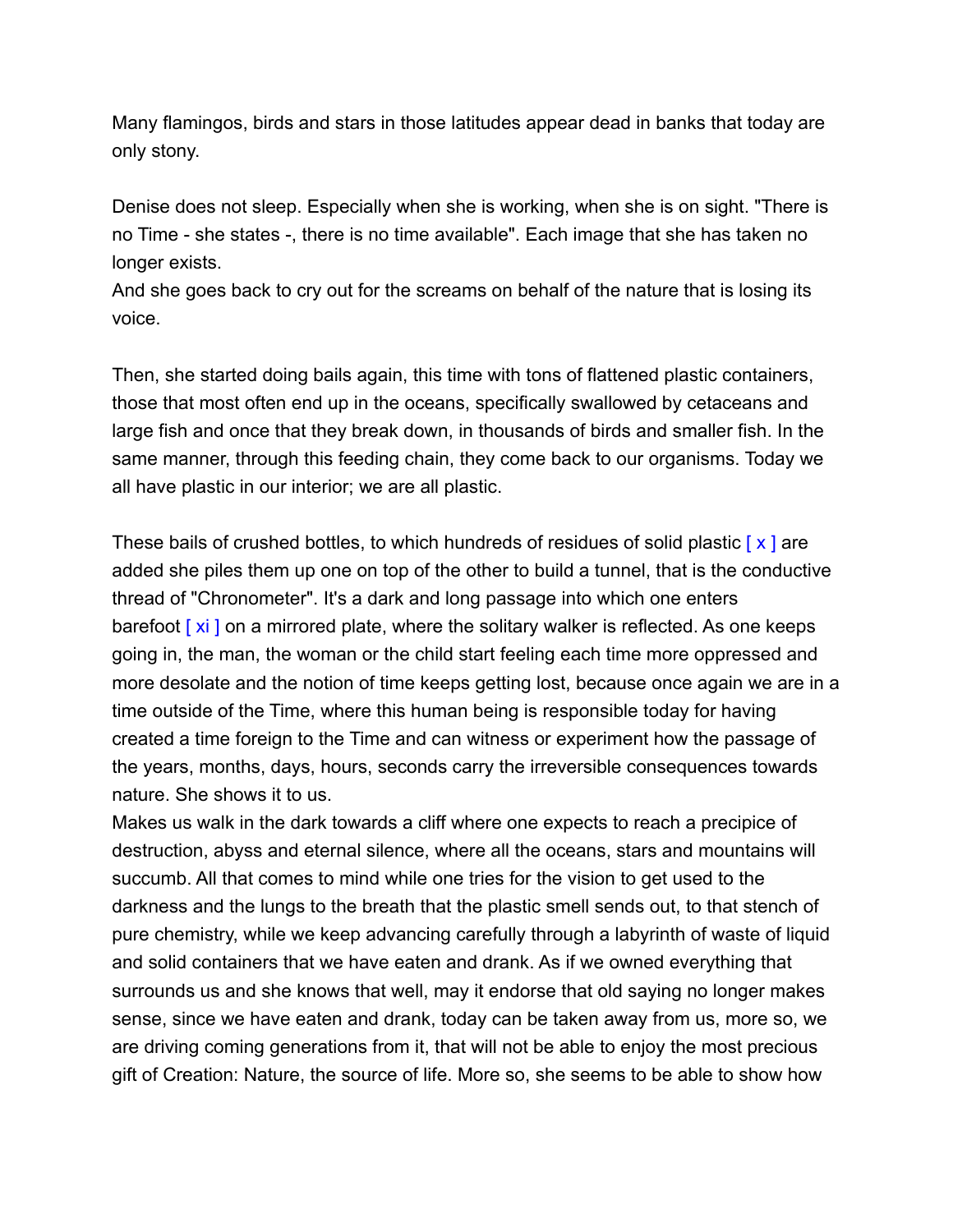Many flamingos, birds and stars in those latitudes appear dead in banks that today are only stony.

Denise does not sleep. Especially when she is working, when she is on sight. "There is no Time - she states -, there is no time available". Each image that she has taken no longer exists.
And she goes back to cry out for the screams on behalf of the nature that is losing its voice.

Then, she started doing bails again, this time with tons of flattened plastic containers, those that most often end up in the oceans, specifically swallowed by cetaceans and large fish and once that they break down, in thousands of birds and smaller fish. In the same manner, through this feeding chain, they come back to our organisms. Today we all have plastic in our interior; we are all plastic.

These bails of crushed bottles, to which hundreds of residues of solid plastic [ x ] are added she piles them up one on top of the other to build a tunnel, that is the conductive thread of "Chronometer". It's a dark and long passage into which one enters barefoot [ xi ] on a mirrored plate, where the solitary walker is reflected. As one keeps going in, the man, the woman or the child start feeling each time more oppressed and more desolate and the notion of time keeps getting lost, because once again we are in a time outside of the Time, where this human being is responsible today for having created a time foreign to the Time and can witness or experiment how the passage of the years, months, days, hours, seconds carry the irreversible consequences towards nature. She shows it to us.
Makes us walk in the dark towards a cliff where one expects to reach a precipice of destruction, abyss and eternal silence, where all the oceans, stars and mountains will succumb. All that comes to mind while one tries for the vision to get used to the darkness and the lungs to the breath that the plastic smell sends out, to that stench of pure chemistry, while we keep advancing carefully through a labyrinth of waste of liquid and solid containers that we have eaten and drank. As if we owned everything that surrounds us and she knows that well, may it endorse that old saying no longer makes sense, since we have eaten and drank, today can be taken away from us, more so, we are driving coming generations from it, that will not be able to enjoy the most precious gift of Creation: Nature, the source of life. More so, she seems to be able to show how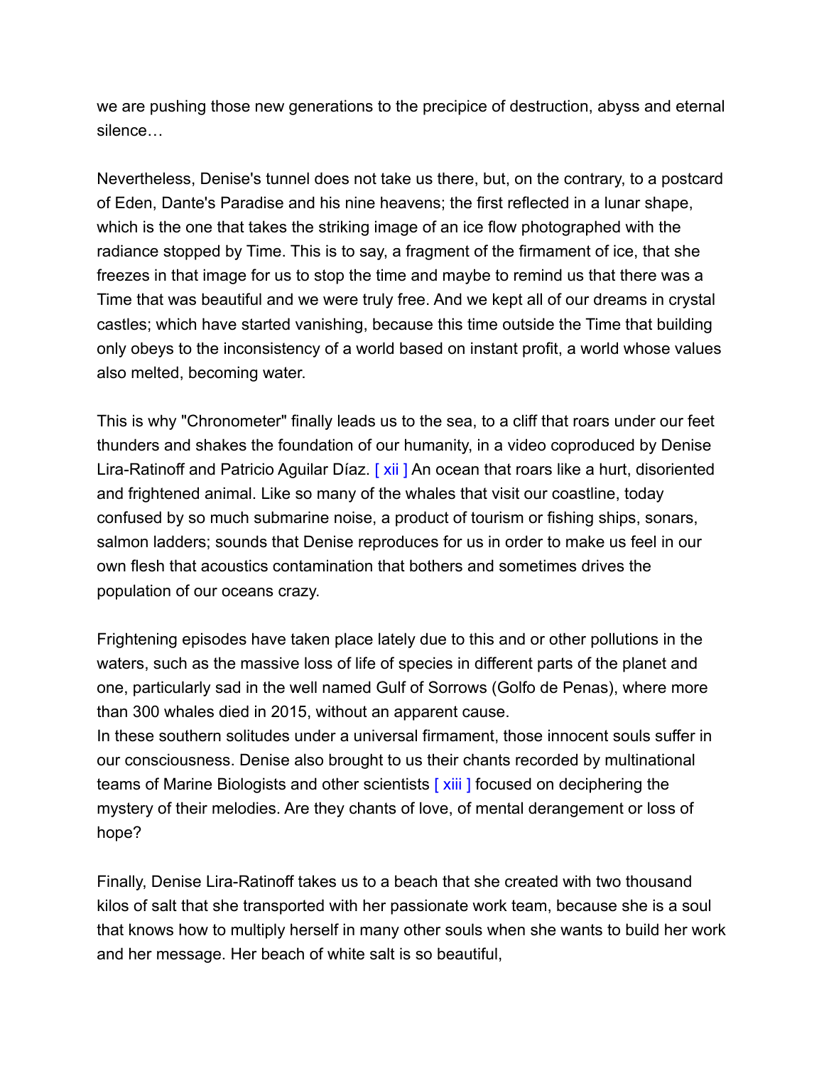we are pushing those new generations to the precipice of destruction, abyss and eternal silence…

Nevertheless, Denise's tunnel does not take us there, but, on the contrary, to a postcard of Eden, Dante's Paradise and his nine heavens; the first reflected in a lunar shape, which is the one that takes the striking image of an ice flow photographed with the radiance stopped by Time. This is to say, a fragment of the firmament of ice, that she freezes in that image for us to stop the time and maybe to remind us that there was a Time that was beautiful and we were truly free. And we kept all of our dreams in crystal castles; which have started vanishing, because this time outside the Time that building only obeys to the inconsistency of a world based on instant profit, a world whose values also melted, becoming water.

This is why "Chronometer" finally leads us to the sea, to a cliff that roars under our feet thunders and shakes the foundation of our humanity, in a video coproduced by Denise Lira-Ratinoff and Patricio Aguilar Díaz. [ xii ] An ocean that roars like a hurt, disoriented and frightened animal. Like so many of the whales that visit our coastline, today confused by so much submarine noise, a product of tourism or fishing ships, sonars, salmon ladders; sounds that Denise reproduces for us in order to make us feel in our own flesh that acoustics contamination that bothers and sometimes drives the population of our oceans crazy.

Frightening episodes have taken place lately due to this and or other pollutions in the waters, such as the massive loss of life of species in different parts of the planet and one, particularly sad in the well named Gulf of Sorrows (Golfo de Penas), where more than 300 whales died in 2015, without an apparent cause.
In these southern solitudes under a universal firmament, those innocent souls suffer in our consciousness. Denise also brought to us their chants recorded by multinational teams of Marine Biologists and other scientists [ xiii ] focused on deciphering the mystery of their melodies. Are they chants of love, of mental derangement or loss of hope?

Finally, Denise Lira-Ratinoff takes us to a beach that she created with two thousand kilos of salt that she transported with her passionate work team, because she is a soul that knows how to multiply herself in many other souls when she wants to build her work and her message. Her beach of white salt is so beautiful,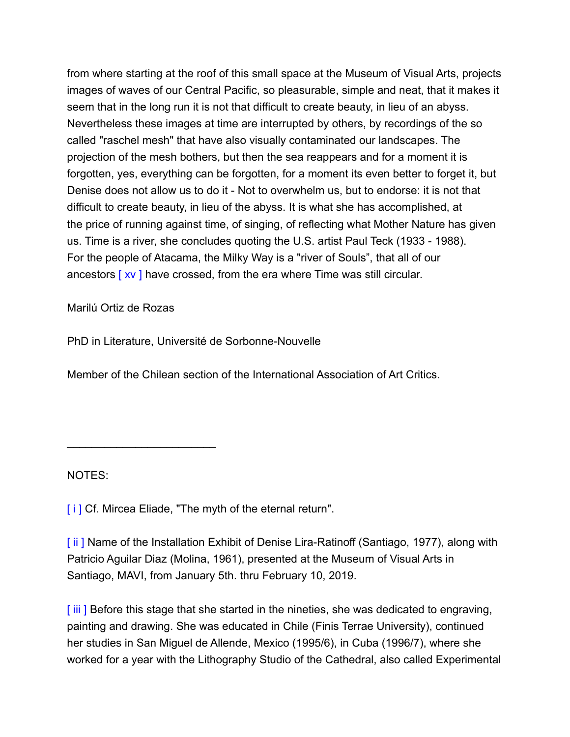from where starting at the roof of this small space at the Museum of Visual Arts, projects images of waves of our Central Pacific, so pleasurable, simple and neat, that it makes it seem that in the long run it is not that difficult to create beauty, in lieu of an abyss. Nevertheless these images at time are interrupted by others, by recordings of the so called "raschel mesh" that have also visually contaminated our landscapes. The projection of the mesh bothers, but then the sea reappears and for a moment it is forgotten, yes, everything can be forgotten, for a moment its even better to forget it, but Denise does not allow us to do it - Not to overwhelm us, but to endorse: it is not that difficult to create beauty, in lieu of the abyss. It is what she has accomplished, at the price of running against time, of singing, of reflecting what Mother Nature has given us. Time is a river, she concludes quoting the U.S. artist Paul Teck (1933 - 1988). For the people of Atacama, the Milky Way is a "river of Souls", that all of our ancestors [ xv ] have crossed, from the era where Time was still circular.

Marilú Ortiz de Rozas

PhD in Literature, Université de Sorbonne-Nouvelle

Member of the Chilean section of the International Association of Art Critics.

---

NOTES:

[ i ] Cf. Mircea Eliade, "The myth of the eternal return".

[ ii ] Name of the Installation Exhibit of Denise Lira-Ratinoff (Santiago, 1977), along with Patricio Aguilar Diaz (Molina, 1961), presented at the Museum of Visual Arts in Santiago, MAVI, from January 5th. thru February 10, 2019.

[ iii ] Before this stage that she started in the nineties, she was dedicated to engraving, painting and drawing. She was educated in Chile (Finis Terrae University), continued her studies in San Miguel de Allende, Mexico (1995/6), in Cuba (1996/7), where she worked for a year with the Lithography Studio of the Cathedral, also called Experimental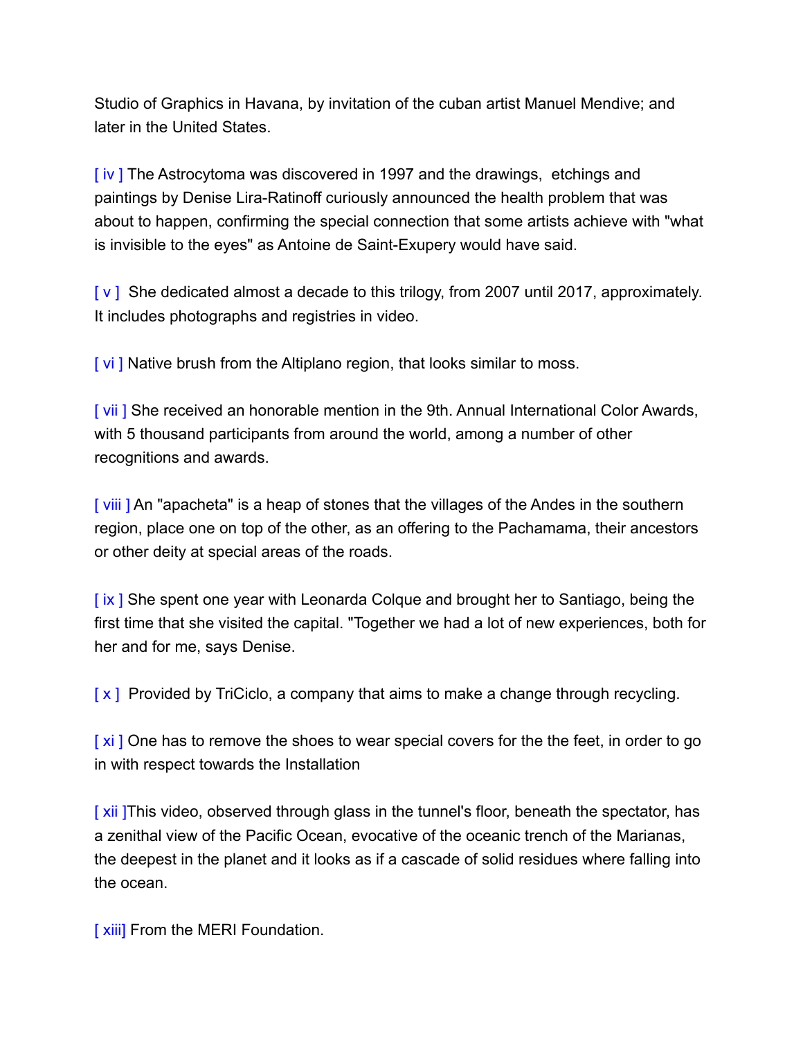Studio of Graphics in Havana, by invitation of the cuban artist Manuel Mendive; and later in the United States.

[ iv ] The Astrocytoma was discovered in 1997 and the drawings, etchings and paintings by Denise Lira-Ratinoff curiously announced the health problem that was about to happen, confirming the special connection that some artists achieve with "what is invisible to the eyes" as Antoine de Saint-Exupery would have said.

[ v ] She dedicated almost a decade to this trilogy, from 2007 until 2017, approximately. It includes photographs and registries in video.

[ vi ] Native brush from the Altiplano region, that looks similar to moss.

[ vii ] She received an honorable mention in the 9th. Annual International Color Awards, with 5 thousand participants from around the world, among a number of other recognitions and awards.

[ viii ] An "apacheta" is a heap of stones that the villages of the Andes in the southern region, place one on top of the other, as an offering to the Pachamama, their ancestors or other deity at special areas of the roads.

[ ix ] She spent one year with Leonarda Colque and brought her to Santiago, being the first time that she visited the capital. "Together we had a lot of new experiences, both for her and for me, says Denise.

[ x ] Provided by TriCiclo, a company that aims to make a change through recycling.

[ xi ] One has to remove the shoes to wear special covers for the the feet, in order to go in with respect towards the Installation

[ xii ]This video, observed through glass in the tunnel's floor, beneath the spectator, has a zenithal view of the Pacific Ocean, evocative of the oceanic trench of the Marianas, the deepest in the planet and it looks as if a cascade of solid residues where falling into the ocean.

[ xiii] From the MERI Foundation.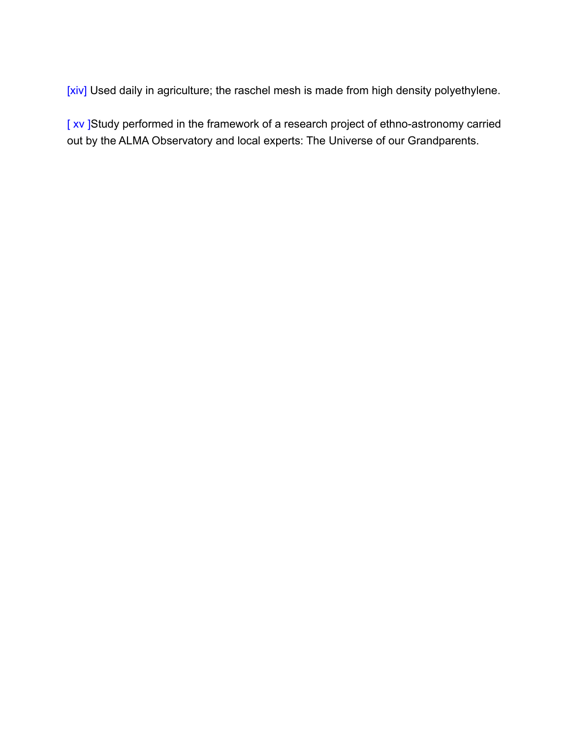[xiv] Used daily in agriculture; the raschel mesh is made from high density polyethylene.

[ xv ]Study performed in the framework of a research project of ethno-astronomy carried out by the ALMA Observatory and local experts: The Universe of our Grandparents.